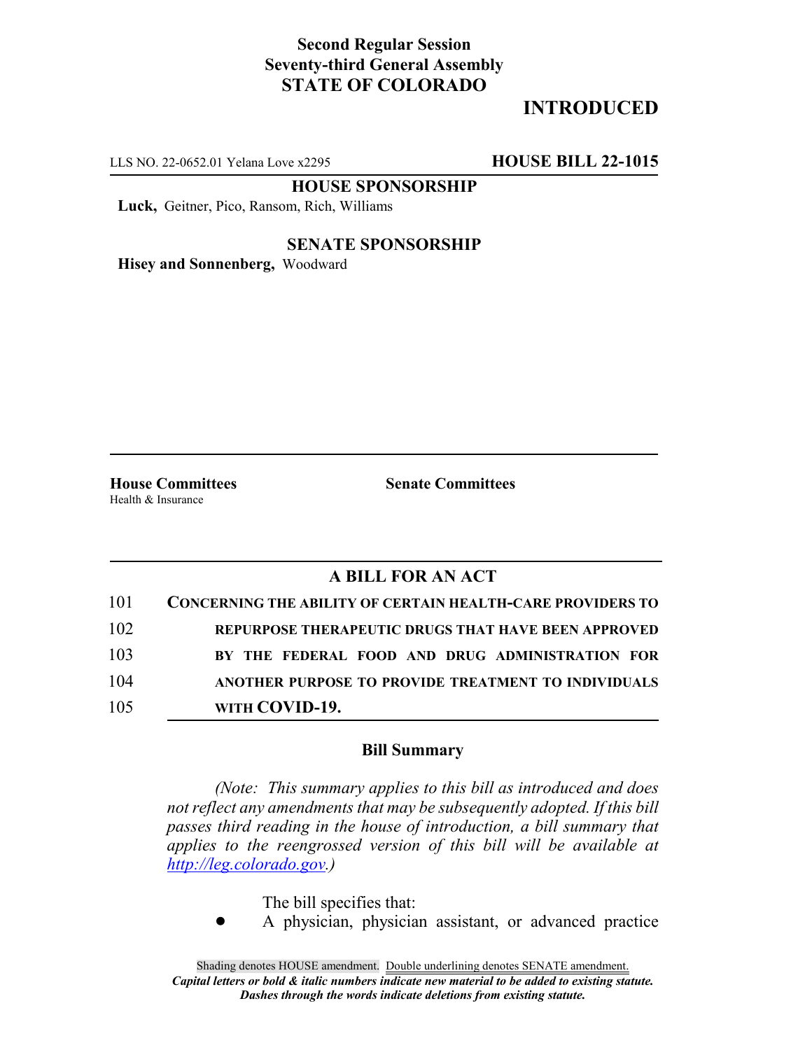**Second Regular Session**
**Seventy-third General Assembly**
**STATE OF COLORADO**

# INTRODUCED

LLS NO. 22-0652.01 Yelana Love x2295 **HOUSE BILL 22-1015**

**HOUSE SPONSORSHIP**

**Luck,** Geitner, Pico, Ransom, Rich, Williams

**SENATE SPONSORSHIP**

**Hisey and Sonnenberg,** Woodward

**House Committees**
Health & Insurance

**Senate Committees**

## A BILL FOR AN ACT

101 **CONCERNING THE ABILITY OF CERTAIN HEALTH-CARE PROVIDERS TO**
102 **REPURPOSE THERAPEUTIC DRUGS THAT HAVE BEEN APPROVED**
103 **BY THE FEDERAL FOOD AND DRUG ADMINISTRATION FOR**
104 **ANOTHER PURPOSE TO PROVIDE TREATMENT TO INDIVIDUALS**
105 **WITH COVID-19.**

### Bill Summary

*(Note: This summary applies to this bill as introduced and does not reflect any amendments that may be subsequently adopted. If this bill passes third reading in the house of introduction, a bill summary that applies to the reengrossed version of this bill will be available at http://leg.colorado.gov.)*

The bill specifies that:

- A physician, physician assistant, or advanced practice

Shading denotes HOUSE amendment. Double underlining denotes SENATE amendment.
*Capital letters or bold & italic numbers indicate new material to be added to existing statute.*
*Dashes through the words indicate deletions from existing statute.*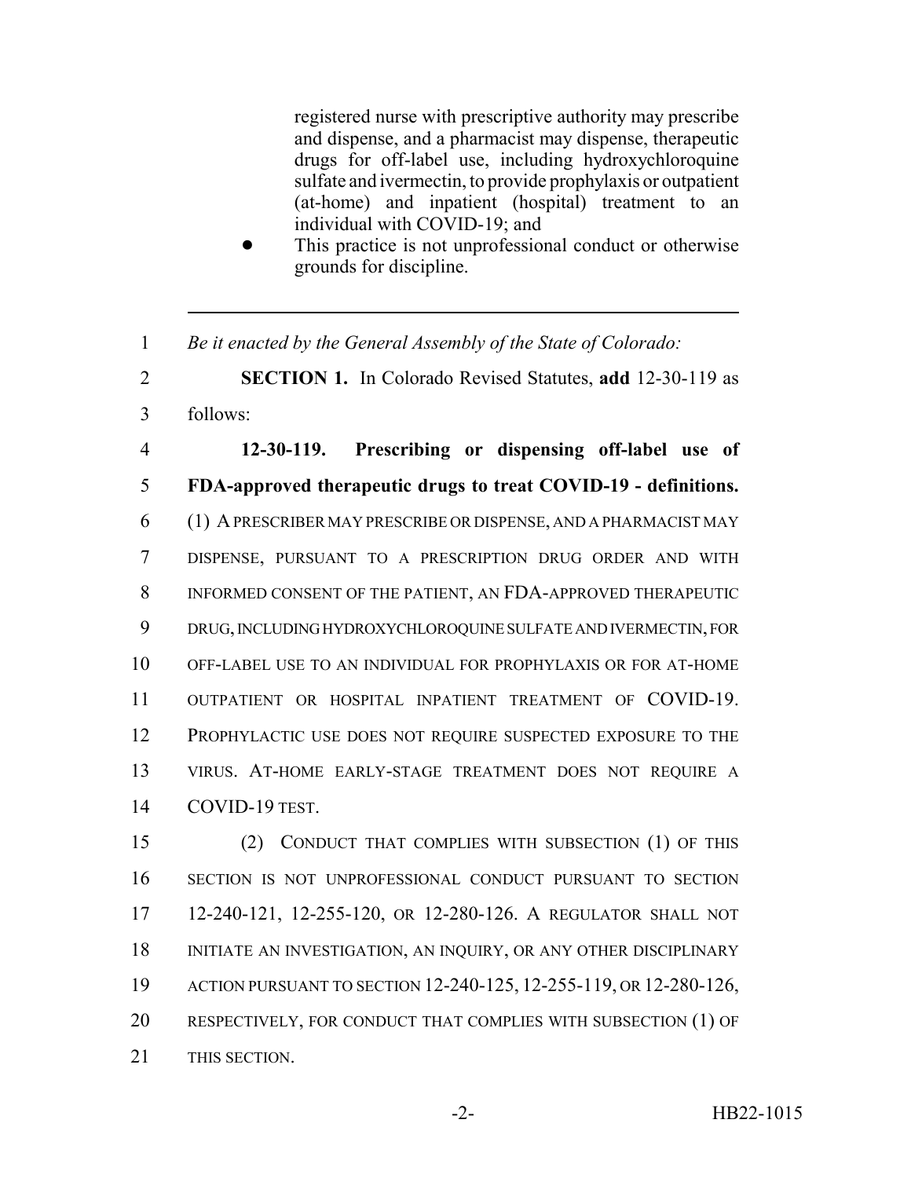registered nurse with prescriptive authority may prescribe and dispense, and a pharmacist may dispense, therapeutic drugs for off-label use, including hydroxychloroquine sulfate and ivermectin, to provide prophylaxis or outpatient (at-home) and inpatient (hospital) treatment to an individual with COVID-19; and

- This practice is not unprofessional conduct or otherwise grounds for discipline.

---

1 *Be it enacted by the General Assembly of the State of Colorado:*

2 **SECTION 1.** In Colorado Revised Statutes, **add** 12-30-119 as
3 follows:

4 **12-30-119. Prescribing or dispensing off-label use of**
5 **FDA-approved therapeutic drugs to treat COVID-19 - definitions.**
6 (1) A PRESCRIBER MAY PRESCRIBE OR DISPENSE, AND A PHARMACIST MAY
7 DISPENSE, PURSUANT TO A PRESCRIPTION DRUG ORDER AND WITH
8 INFORMED CONSENT OF THE PATIENT, AN FDA-APPROVED THERAPEUTIC
9 DRUG, INCLUDING HYDROXYCHLOROQUINE SULFATE AND IVERMECTIN, FOR
10 OFF-LABEL USE TO AN INDIVIDUAL FOR PROPHYLAXIS OR FOR AT-HOME
11 OUTPATIENT OR HOSPITAL INPATIENT TREATMENT OF COVID-19.
12 PROPHYLACTIC USE DOES NOT REQUIRE SUSPECTED EXPOSURE TO THE
13 VIRUS. AT-HOME EARLY-STAGE TREATMENT DOES NOT REQUIRE A
14 COVID-19 TEST.

15 (2) CONDUCT THAT COMPLIES WITH SUBSECTION (1) OF THIS
16 SECTION IS NOT UNPROFESSIONAL CONDUCT PURSUANT TO SECTION
17 12-240-121, 12-255-120, OR 12-280-126. A REGULATOR SHALL NOT
18 INITIATE AN INVESTIGATION, AN INQUIRY, OR ANY OTHER DISCIPLINARY
19 ACTION PURSUANT TO SECTION 12-240-125, 12-255-119, OR 12-280-126,
20 RESPECTIVELY, FOR CONDUCT THAT COMPLIES WITH SUBSECTION (1) OF
21 THIS SECTION.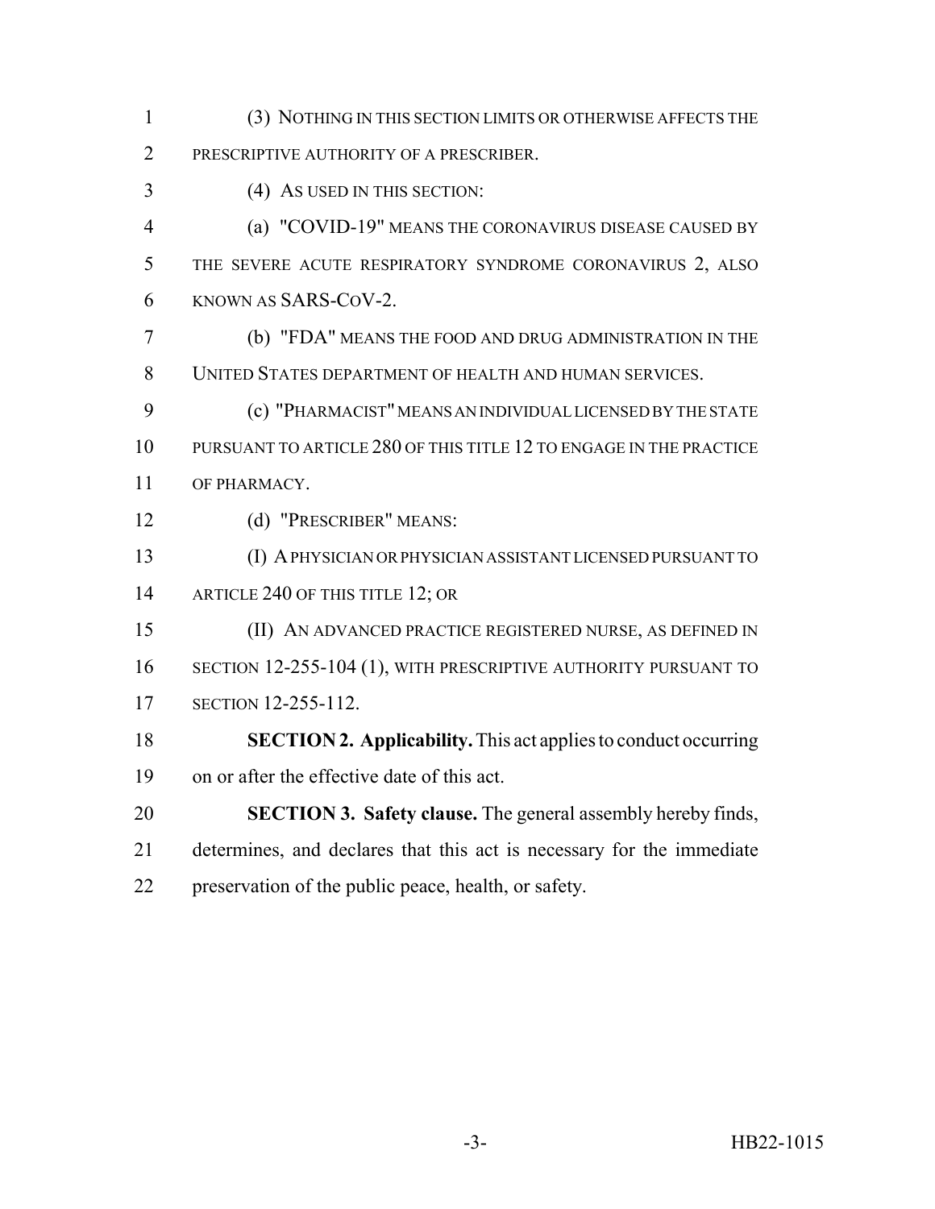(3) NOTHING IN THIS SECTION LIMITS OR OTHERWISE AFFECTS THE PRESCRIPTIVE AUTHORITY OF A PRESCRIBER.

(4) AS USED IN THIS SECTION:

(a) "COVID-19" MEANS THE CORONAVIRUS DISEASE CAUSED BY THE SEVERE ACUTE RESPIRATORY SYNDROME CORONAVIRUS 2, ALSO KNOWN AS SARS-COV-2.

(b) "FDA" MEANS THE FOOD AND DRUG ADMINISTRATION IN THE UNITED STATES DEPARTMENT OF HEALTH AND HUMAN SERVICES.

(c) "PHARMACIST" MEANS AN INDIVIDUAL LICENSED BY THE STATE PURSUANT TO ARTICLE 280 OF THIS TITLE 12 TO ENGAGE IN THE PRACTICE OF PHARMACY.

(d) "PRESCRIBER" MEANS:

(I) A PHYSICIAN OR PHYSICIAN ASSISTANT LICENSED PURSUANT TO ARTICLE 240 OF THIS TITLE 12; OR

(II) AN ADVANCED PRACTICE REGISTERED NURSE, AS DEFINED IN SECTION 12-255-104 (1), WITH PRESCRIPTIVE AUTHORITY PURSUANT TO SECTION 12-255-112.

**SECTION 2. Applicability.** This act applies to conduct occurring on or after the effective date of this act.

**SECTION 3. Safety clause.** The general assembly hereby finds, determines, and declares that this act is necessary for the immediate preservation of the public peace, health, or safety.